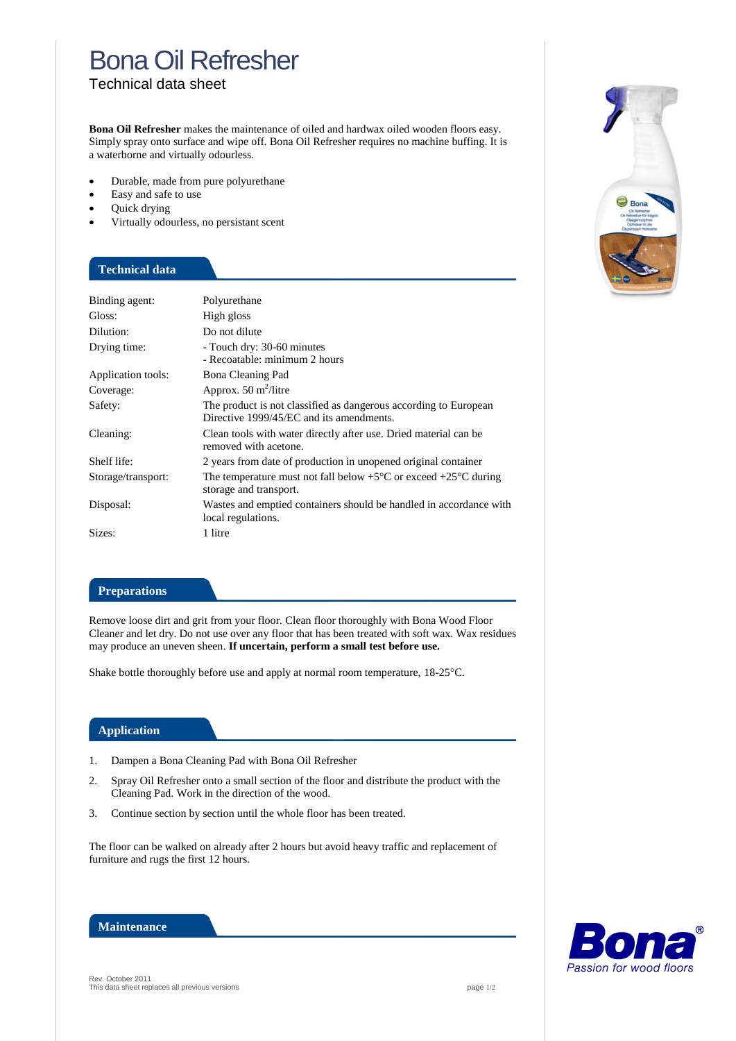# Bona Oil Refresher

Technical data sheet

**Bona Oil Refresher** makes the maintenance of oiled and hardwax oiled wooden floors easy. Simply spray onto surface and wipe off. Bona Oil Refresher requires no machine buffing. It is a waterborne and virtually odourless.

- Durable, made from pure polyurethane
- Easy and safe to use
- Quick drying
- Virtually odourless, no persistant scent

## Technical data

| | |
|---|---|
| Binding agent: | Polyurethane |
| Gloss: | High gloss |
| Dilution: | Do not dilute |
| Drying time: | - Touch dry: 30-60 minutes<br>- Recoatable: minimum 2 hours |
| Application tools: | Bona Cleaning Pad |
| Coverage: | Approx. 50 $m^2$/litre |
| Safety: | The product is not classified as dangerous according to European Directive 1999/45/EC and its amendments. |
| Cleaning: | Clean tools with water directly after use. Dried material can be removed with acetone. |
| Shelf life: | 2 years from date of production in unopened original container |
| Storage/transport: | The temperature must not fall below +5°C or exceed +25°C during storage and transport. |
| Disposal: | Wastes and emptied containers should be handled in accordance with local regulations. |
| Sizes: | 1 litre |

## Preparations

Remove loose dirt and grit from your floor. Clean floor thoroughly with Bona Wood Floor Cleaner and let dry. Do not use over any floor that has been treated with soft wax. Wax residues may produce an uneven sheen. **If uncertain, perform a small test before use.**

Shake bottle thoroughly before use and apply at normal room temperature, 18-25°C.

## Application

1. Dampen a Bona Cleaning Pad with Bona Oil Refresher
2. Spray Oil Refresher onto a small section of the floor and distribute the product with the Cleaning Pad. Work in the direction of the wood.
3. Continue section by section until the whole floor has been treated.

The floor can be walked on already after 2 hours but avoid heavy traffic and replacement of furniture and rugs the first 12 hours.

## Maintenance

Rev. October 2011
This data sheet replaces all previous versions

Bona®
Passion for wood floors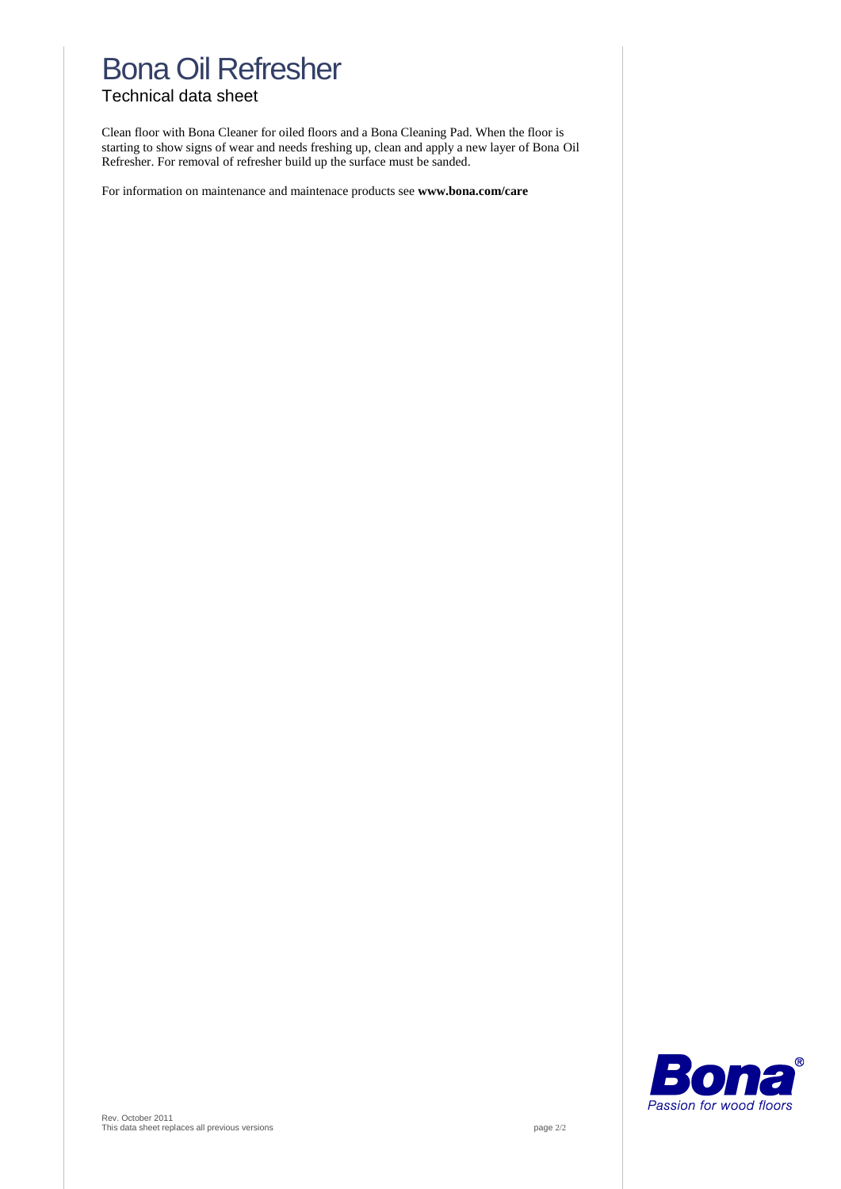# Bona Oil Refresher

Technical data sheet

Clean floor with Bona Cleaner for oiled floors and a Bona Cleaning Pad. When the floor is starting to show signs of wear and needs freshing up, clean and apply a new layer of Bona Oil Refresher. For removal of refresher build up the surface must be sanded.

For information on maintenance and maintenace products see **www.bona.com/care**

Rev. October 2011
This data sheet replaces all previous versions